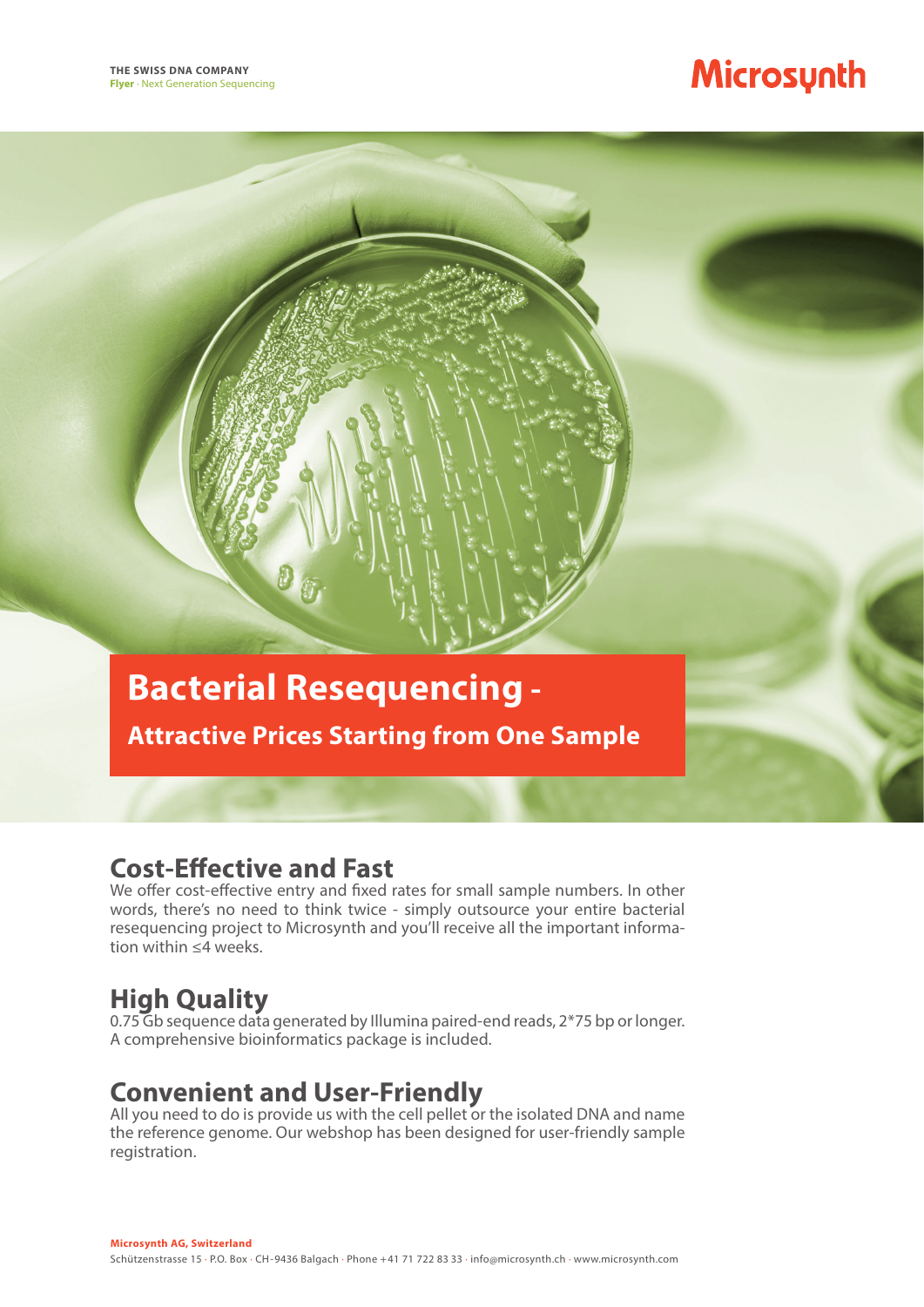THE SWISS DNA COMPANY
**Flyer** · Next Generation Sequencing

# Bacterial Resequencing -

## Attractive Prices Starting from One Sample

## Cost-Effective and Fast

We offer cost-effective entry and fixed rates for small sample numbers. In other words, there's no need to think twice - simply outsource your entire bacterial resequencing project to Microsynth and you'll receive all the important information within ≤4 weeks.

## High Quality

0.75 Gb sequence data generated by Illumina paired-end reads, 2*75 bp or longer. A comprehensive bioinformatics package is included.

## Convenient and User-Friendly

All you need to do is provide us with the cell pellet or the isolated DNA and name the reference genome. Our webshop has been designed for user-friendly sample registration.

**Microsynth AG, Switzerland**
Schützenstrasse 15 · P.O. Box · CH-9436 Balgach · Phone +41 71 722 83 33 · info@microsynth.ch · www.microsynth.com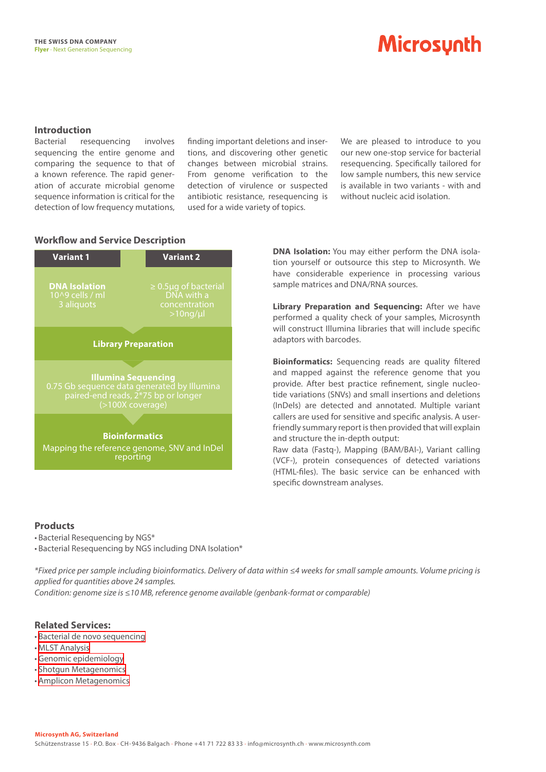THE SWISS DNA COMPANY
**Flyer** · Next Generation Sequencing

## Introduction

Bacterial resequencing involves sequencing the entire genome and comparing the sequence to that of a known reference. The rapid generation of accurate microbial genome sequence information is critical for the detection of low frequency mutations, finding important deletions and insertions, and discovering other genetic changes between microbial strains. From genome verification to the detection of virulence or suspected antibiotic resistance, resequencing is used for a wide variety of topics.

We are pleased to introduce to you our new one-stop service for bacterial resequencing. Specifically tailored for low sample numbers, this new service is available in two variants - with and without nucleic acid isolation.

## Workflow and Service Description

**Variant 1**

**DNA Isolation**
10^9 cells / ml
3 aliquots

**Variant 2**

≥ 0.5µg of bacterial DNA with a concentration >10ng/µl

**Library Preparation**

**Illumina Sequencing**
0.75 Gb sequence data generated by Illumina paired-end reads, 2*75 bp or longer (>100X coverage)

**Bioinformatics**
Mapping the reference genome, SNV and InDel reporting

**DNA Isolation:** You may either perform the DNA isolation yourself or outsource this step to Microsynth. We have considerable experience in processing various sample matrices and DNA/RNA sources.

**Library Preparation and Sequencing:** After we have performed a quality check of your samples, Microsynth will construct Illumina libraries that will include specific adaptors with barcodes.

**Bioinformatics:** Sequencing reads are quality filtered and mapped against the reference genome that you provide. After best practice refinement, single nucleotide variations (SNVs) and small insertions and deletions (InDels) are detected and annotated. Multiple variant callers are used for sensitive and specific analysis. A user-friendly summary report is then provided that will explain and structure the in-depth output:
Raw data (Fastq-), Mapping (BAM/BAI-), Variant calling (VCF-), protein consequences of detected variations (HTML-files). The basic service can be enhanced with specific downstream analyses.

## Products

- Bacterial Resequencing by NGS*
- Bacterial Resequencing by NGS including DNA Isolation*

*\*Fixed price per sample including bioinformatics. Delivery of data within ≤4 weeks for small sample amounts. Volume pricing is applied for quantities above 24 samples.*
*Condition: genome size is ≤10 MB, reference genome available (genbank-format or comparable)*

## Related Services:

- Bacterial de novo sequencing
- MLST Analysis
- Genomic epidemiology
- Shotgun Metagenomics
- Amplicon Metagenomics

**Microsynth AG, Switzerland**
Schützenstrasse 15 · P.O. Box · CH-9436 Balgach · Phone +41 71 722 83 33 · info@microsynth.ch · www.microsynth.com